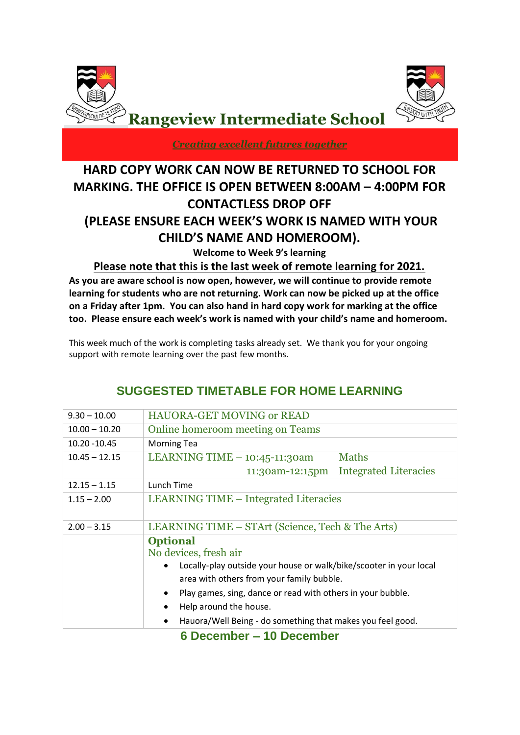# Rangeview Intermediate School

***Creating excellent futures together***

**HARD COPY WORK CAN NOW BE RETURNED TO SCHOOL FOR MARKING. THE OFFICE IS OPEN BETWEEN 8:00AM – 4:00PM FOR CONTACTLESS DROP OFF**

**(PLEASE ENSURE EACH WEEK'S WORK IS NAMED WITH YOUR CHILD'S NAME AND HOMEROOM).**

**Welcome to Week 9's learning**

**Please note that this is the last week of remote learning for 2021.**

**As you are aware school is now open, however, we will continue to provide remote learning for students who are not returning. Work can now be picked up at the office on a Friday after 1pm. You can also hand in hard copy work for marking at the office too. Please ensure each week's work is named with your child's name and homeroom.**

This week much of the work is completing tasks already set. We thank you for your ongoing support with remote learning over the past few months.

## SUGGESTED TIMETABLE FOR HOME LEARNING

| | |
|---|---|
| 9.30 – 10.00 | HAUORA-GET MOVING or READ |
| 10.00 – 10.20 | Online homeroom meeting on Teams |
| 10.20 -10.45 | Morning Tea |
| 10.45 – 12.15 | LEARNING TIME – 10:45-11:30am Maths<br>11:30am-12:15pm Integrated Literacies |
| 12.15 – 1.15 | Lunch Time |
| 1.15 – 2.00 | LEARNING TIME – Integrated Literacies |
| 2.00 – 3.15 | LEARNING TIME – STArt (Science, Tech & The Arts) |
| | **Optional**<br>No devices, fresh air<br>• Locally-play outside your house or walk/bike/scooter in your local area with others from your family bubble.<br>• Play games, sing, dance or read with others in your bubble.<br>• Help around the house.<br>• Hauora/Well Being - do something that makes you feel good. |

**6 December – 10 December**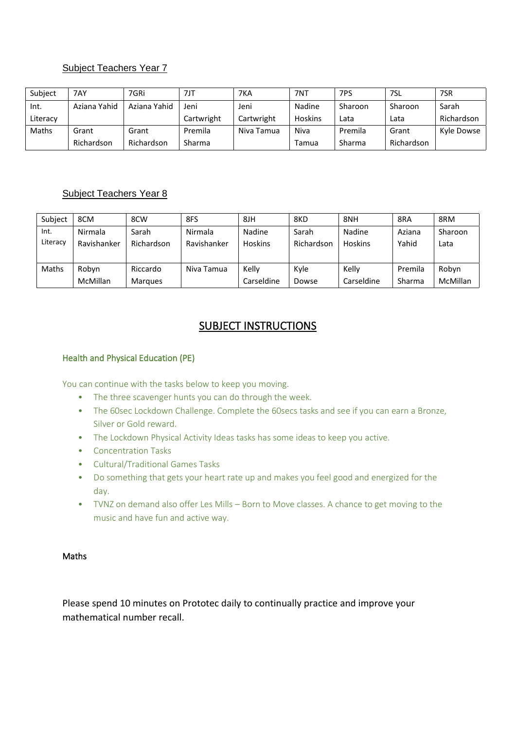## Subject Teachers Year 7

| Subject | 7AY | 7GRi | 7JT | 7KA | 7NT | 7PS | 7SL | 7SR |
|---|---|---|---|---|---|---|---|---|
| Int. Literacy | Aziana Yahid | Aziana Yahid | Jeni Cartwright | Jeni Cartwright | Nadine Hoskins | Sharoon Lata | Sharoon Lata | Sarah Richardson |
| Maths | Grant Richardson | Grant Richardson | Premila Sharma | Niva Tamua | Niva Tamua | Premila Sharma | Grant Richardson | Kyle Dowse |

## Subject Teachers Year 8

| Subject | 8CM | 8CW | 8FS | 8JH | 8KD | 8NH | 8RA | 8RM |
|---|---|---|---|---|---|---|---|---|
| Int. Literacy | Nirmala Ravishanker | Sarah Richardson | Nirmala Ravishanker | Nadine Hoskins | Sarah Richardson | Nadine Hoskins | Aziana Yahid | Sharoon Lata |
| Maths | Robyn McMillan | Riccardo Marques | Niva Tamua | Kelly Carseldine | Kyle Dowse | Kelly Carseldine | Premila Sharma | Robyn McMillan |

# SUBJECT INSTRUCTIONS

### Health and Physical Education (PE)

You can continue with the tasks below to keep you moving.

- The three scavenger hunts you can do through the week.
- The 60sec Lockdown Challenge. Complete the 60secs tasks and see if you can earn a Bronze, Silver or Gold reward.
- The Lockdown Physical Activity Ideas tasks has some ideas to keep you active.
- Concentration Tasks
- Cultural/Traditional Games Tasks
- Do something that gets your heart rate up and makes you feel good and energized for the day.
- TVNZ on demand also offer Les Mills – Born to Move classes. A chance to get moving to the music and have fun and active way.

### Maths

Please spend 10 minutes on Prototec daily to continually practice and improve your mathematical number recall.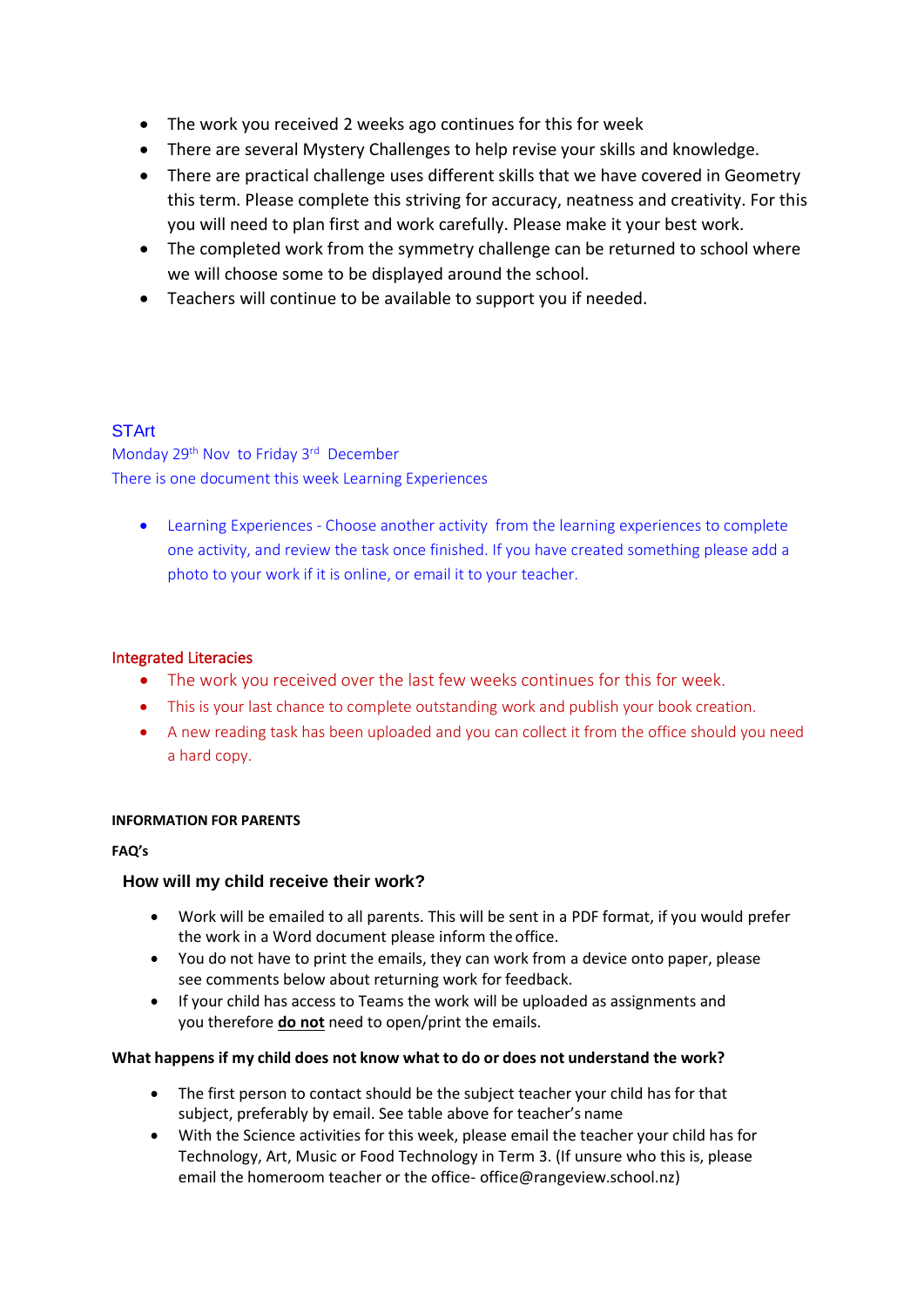- The work you received 2 weeks ago continues for this for week
- There are several Mystery Challenges to help revise your skills and knowledge.
- There are practical challenge uses different skills that we have covered in Geometry this term. Please complete this striving for accuracy, neatness and creativity. For this you will need to plan first and work carefully. Please make it your best work.
- The completed work from the symmetry challenge can be returned to school where we will choose some to be displayed around the school.
- Teachers will continue to be available to support you if needed.

STArt

Monday 29th Nov to Friday 3rd December

There is one document this week Learning Experiences

- Learning Experiences - Choose another activity from the learning experiences to complete one activity, and review the task once finished. If you have created something please add a photo to your work if it is online, or email it to your teacher.

Integrated Literacies

- The work you received over the last few weeks continues for this for week.
- This is your last chance to complete outstanding work and publish your book creation.
- A new reading task has been uploaded and you can collect it from the office should you need a hard copy.

**INFORMATION FOR PARENTS**

**FAQ's**

**How will my child receive their work?**

- Work will be emailed to all parents. This will be sent in a PDF format, if you would prefer the work in a Word document please inform the office.
- You do not have to print the emails, they can work from a device onto paper, please see comments below about returning work for feedback.
- If your child has access to Teams the work will be uploaded as assignments and you therefore **do not** need to open/print the emails.

**What happens if my child does not know what to do or does not understand the work?**

- The first person to contact should be the subject teacher your child has for that subject, preferably by email. See table above for teacher's name
- With the Science activities for this week, please email the teacher your child has for Technology, Art, Music or Food Technology in Term 3. (If unsure who this is, please email the homeroom teacher or the office- office@rangeview.school.nz)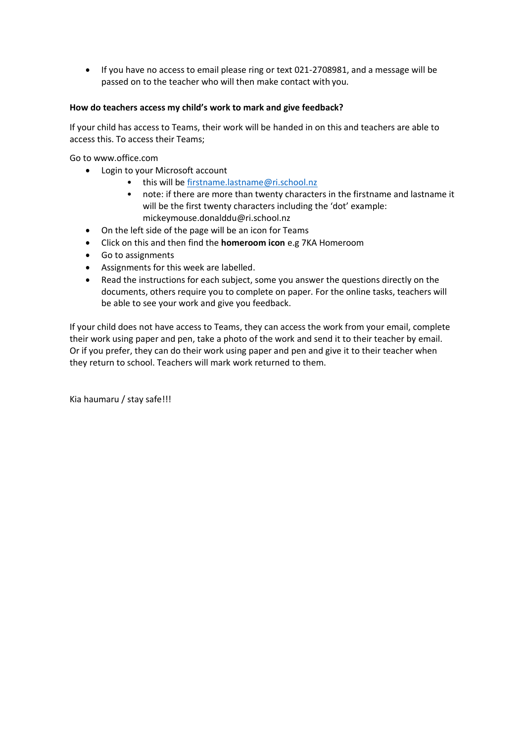- If you have no access to email please ring or text 021-2708981, and a message will be passed on to the teacher who will then make contact with you.

**How do teachers access my child's work to mark and give feedback?**

If your child has access to Teams, their work will be handed in on this and teachers are able to access this. To access their Teams;

Go to www.office.com

- Login to your Microsoft account
  - this will be firstname.lastname@ri.school.nz
  - note: if there are more than twenty characters in the firstname and lastname it will be the first twenty characters including the 'dot' example: mickeymouse.donalddu@ri.school.nz
- On the left side of the page will be an icon for Teams
- Click on this and then find the **homeroom icon** e.g 7KA Homeroom
- Go to assignments
- Assignments for this week are labelled.
- Read the instructions for each subject, some you answer the questions directly on the documents, others require you to complete on paper. For the online tasks, teachers will be able to see your work and give you feedback.

If your child does not have access to Teams, they can access the work from your email, complete their work using paper and pen, take a photo of the work and send it to their teacher by email. Or if you prefer, they can do their work using paper and pen and give it to their teacher when they return to school. Teachers will mark work returned to them.

Kia haumaru / stay safe!!!